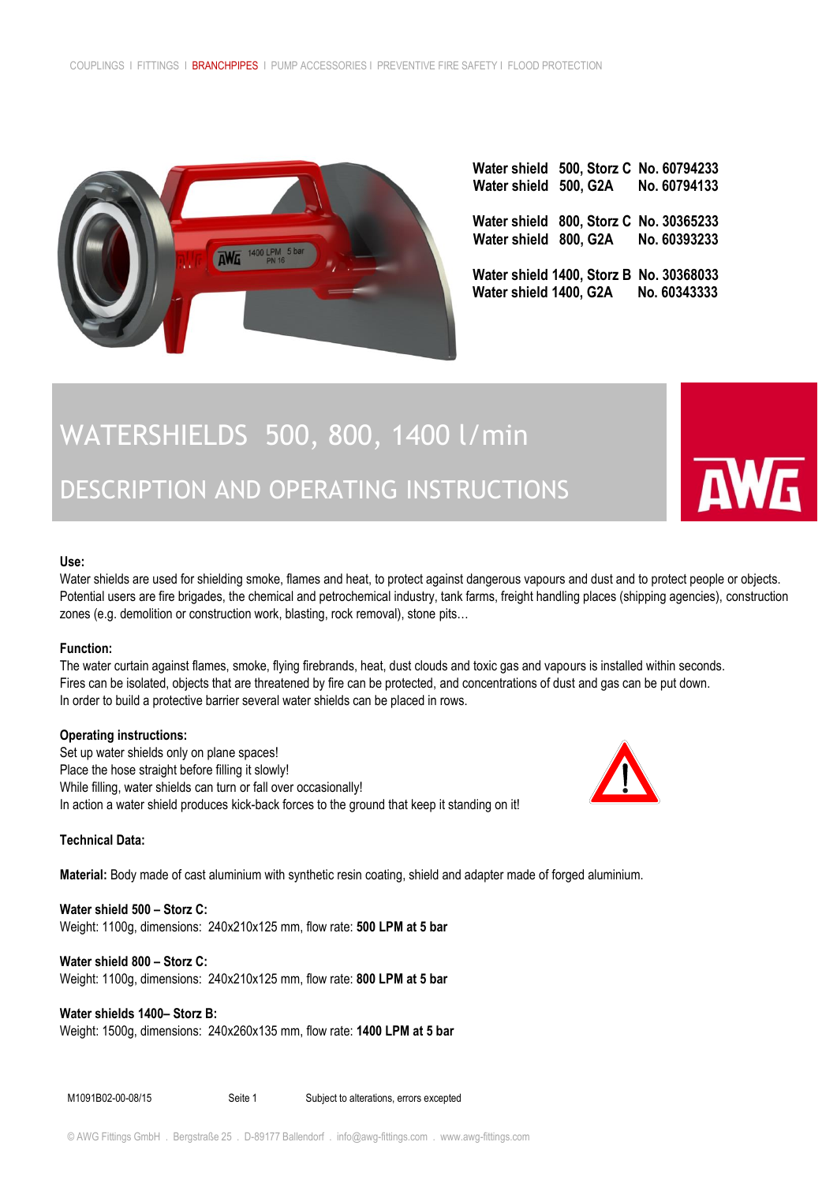COUPLINGS I FITTINGS I BRANCHPIPES I PUMP ACCESSORIES I PREVENTIVE FIRE SAFETY I FLOOD PROTECTION

| | | |
|---|---|---|
| **Water shield** | **500, Storz C** | **No. 60794233** |
| **Water shield** | **500, G2A** | **No. 60794133** |
| **Water shield** | **800, Storz C** | **No. 30365233** |
| **Water shield** | **800, G2A** | **No. 60393233** |
| **Water shield** | **1400, Storz B** | **No. 30368033** |
| **Water shield** | **1400, G2A** | **No. 60343333** |

# WATERSHIELDS 500, 800, 1400 l/min

## DESCRIPTION AND OPERATING INSTRUCTIONS

AWG

**Use:**

Water shields are used for shielding smoke, flames and heat, to protect against dangerous vapours and dust and to protect people or objects. Potential users are fire brigades, the chemical and petrochemical industry, tank farms, freight handling places (shipping agencies), construction zones (e.g. demolition or construction work, blasting, rock removal), stone pits…

**Function:**

The water curtain against flames, smoke, flying firebrands, heat, dust clouds and toxic gas and vapours is installed within seconds. Fires can be isolated, objects that are threatened by fire can be protected, and concentrations of dust and gas can be put down. In order to build a protective barrier several water shields can be placed in rows.

**Operating instructions:**

Set up water shields only on plane spaces!
Place the hose straight before filling it slowly!
While filling, water shields can turn or fall over occasionally!
In action a water shield produces kick-back forces to the ground that keep it standing on it!

**Technical Data:**

**Material:** Body made of cast aluminium with synthetic resin coating, shield and adapter made of forged aluminium.

**Water shield 500 – Storz C:**
Weight: 1100g, dimensions: 240x210x125 mm, flow rate: **500 LPM at 5 bar**

**Water shield 800 – Storz C:**
Weight: 1100g, dimensions: 240x210x125 mm, flow rate: **800 LPM at 5 bar**

**Water shields 1400– Storz B:**
Weight: 1500g, dimensions: 240x260x135 mm, flow rate: **1400 LPM at 5 bar**

M1091B02-00-08/15 Seite 1 Subject to alterations, errors excepted

© AWG Fittings GmbH . Bergstraße 25 . D-89177 Ballendorf . info@awg-fittings.com . www.awg-fittings.com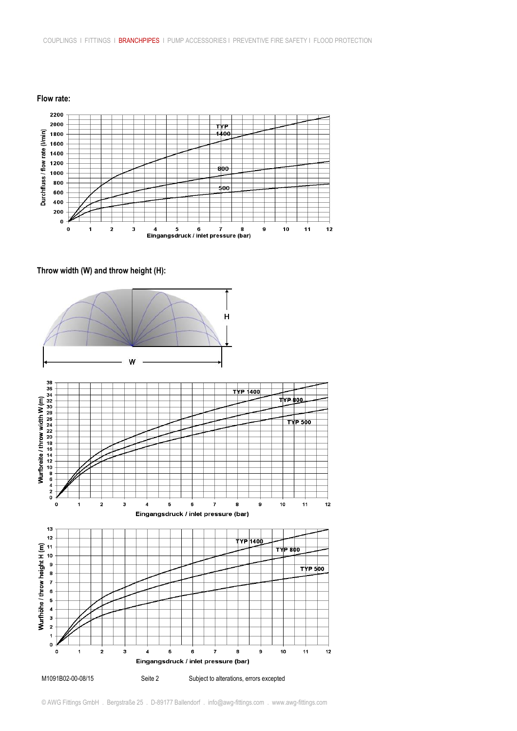**Flow rate:**

Durchfluss / flow rate (l/min)

2200
2000
1800
1600
1400
1200
1000
800
600
400
200
0

TYP 1400

800

500

0 1 2 3 4 5 6 7 8 9 10 11 12

Eingangsdruck / inlet pressure (bar)

**Throw width (W) and throw height (H):**

H

W

Wurfbreite / throw width W (m)

38 36 34 32 30 28 26 24 22 20 18 16 14 12 10 8 6 4 2 0

TYP 1400

TYP 800

TYP 500

0 1 2 3 4 5 6 7 8 9 10 11 12

Eingangsdruck / inlet pressure (bar)

Wurfhöhe / throw height H (m)

13 12 11 10 9 8 7 6 5 4 3 2 1 0

TYP 1400

TYP 800

TYP 500

0 1 2 3 4 5 6 7 8 9 10 11 12

Eingangsdruck / inlet pressure (bar)

M1091B02-00-08/15 Seite 2 Subject to alterations, errors excepted